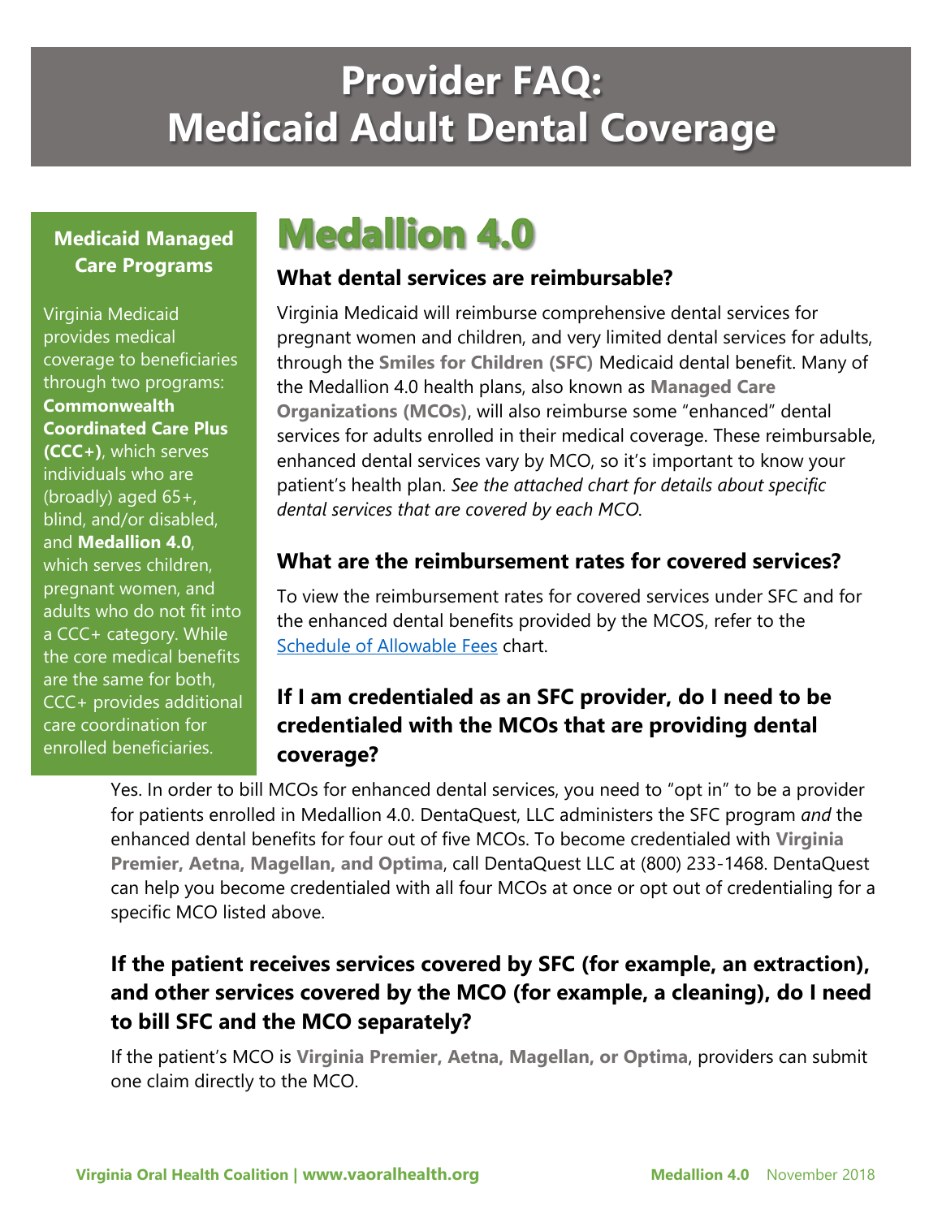# Provider FAQ: Medicaid Adult Dental Coverage

**Medicaid Managed Care Programs**

Virginia Medicaid provides medical coverage to beneficiaries through two programs: **Commonwealth Coordinated Care Plus (CCC+)**, which serves individuals who are (broadly) aged 65+, blind, and/or disabled, and **Medallion 4.0**, which serves children, pregnant women, and adults who do not fit into a CCC+ category. While the core medical benefits are the same for both, CCC+ provides additional care coordination for enrolled beneficiaries.

## Medallion 4.0

### What dental services are reimbursable?

Virginia Medicaid will reimburse comprehensive dental services for pregnant women and children, and very limited dental services for adults, through the **Smiles for Children (SFC)** Medicaid dental benefit. Many of the Medallion 4.0 health plans, also known as **Managed Care Organizations (MCOs)**, will also reimburse some "enhanced" dental services for adults enrolled in their medical coverage. These reimbursable, enhanced dental services vary by MCO, so it's important to know your patient's health plan. *See the attached chart for details about specific dental services that are covered by each MCO.*

### What are the reimbursement rates for covered services?

To view the reimbursement rates for covered services under SFC and for the enhanced dental benefits provided by the MCOS, refer to the Schedule of Allowable Fees chart.

### If I am credentialed as an SFC provider, do I need to be credentialed with the MCOs that are providing dental coverage?

Yes. In order to bill MCOs for enhanced dental services, you need to "opt in" to be a provider for patients enrolled in Medallion 4.0. DentaQuest, LLC administers the SFC program *and* the enhanced dental benefits for four out of five MCOs. To become credentialed with **Virginia Premier, Aetna, Magellan, and Optima**, call DentaQuest LLC at (800) 233-1468. DentaQuest can help you become credentialed with all four MCOs at once or opt out of credentialing for a specific MCO listed above.

### If the patient receives services covered by SFC (for example, an extraction), and other services covered by the MCO (for example, a cleaning), do I need to bill SFC and the MCO separately?

If the patient's MCO is **Virginia Premier, Aetna, Magellan, or Optima**, providers can submit one claim directly to the MCO.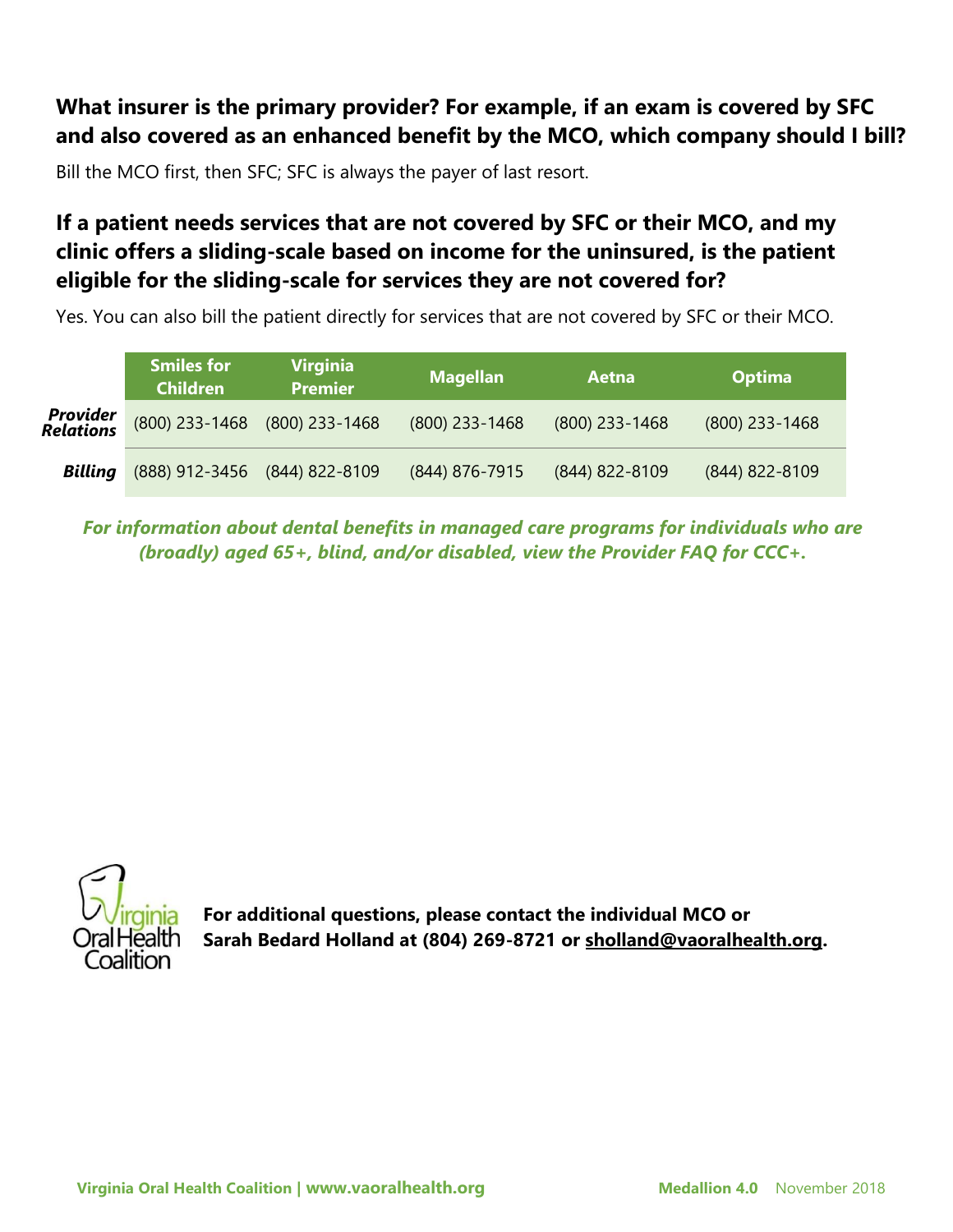### What insurer is the primary provider? For example, if an exam is covered by SFC and also covered as an enhanced benefit by the MCO, which company should I bill?

Bill the MCO first, then SFC; SFC is always the payer of last resort.

### If a patient needs services that are not covered by SFC or their MCO, and my clinic offers a sliding-scale based on income for the uninsured, is the patient eligible for the sliding-scale for services they are not covered for?

Yes. You can also bill the patient directly for services that are not covered by SFC or their MCO.

| | Smiles for Children | Virginia Premier | Magellan | Aetna | Optima |
|---|---|---|---|---|---|
| ***Provider Relations*** | (800) 233-1468 | (800) 233-1468 | (800) 233-1468 | (800) 233-1468 | (800) 233-1468 |
| ***Billing*** | (888) 912-3456 | (844) 822-8109 | (844) 876-7915 | (844) 822-8109 | (844) 822-8109 |

***For information about dental benefits in managed care programs for individuals who are (broadly) aged 65+, blind, and/or disabled, view the Provider FAQ for CCC+.***

Virginia Oral Health Coalition

**For additional questions, please contact the individual MCO or Sarah Bedard Holland at (804) 269-8721 or sholland@vaoralhealth.org.**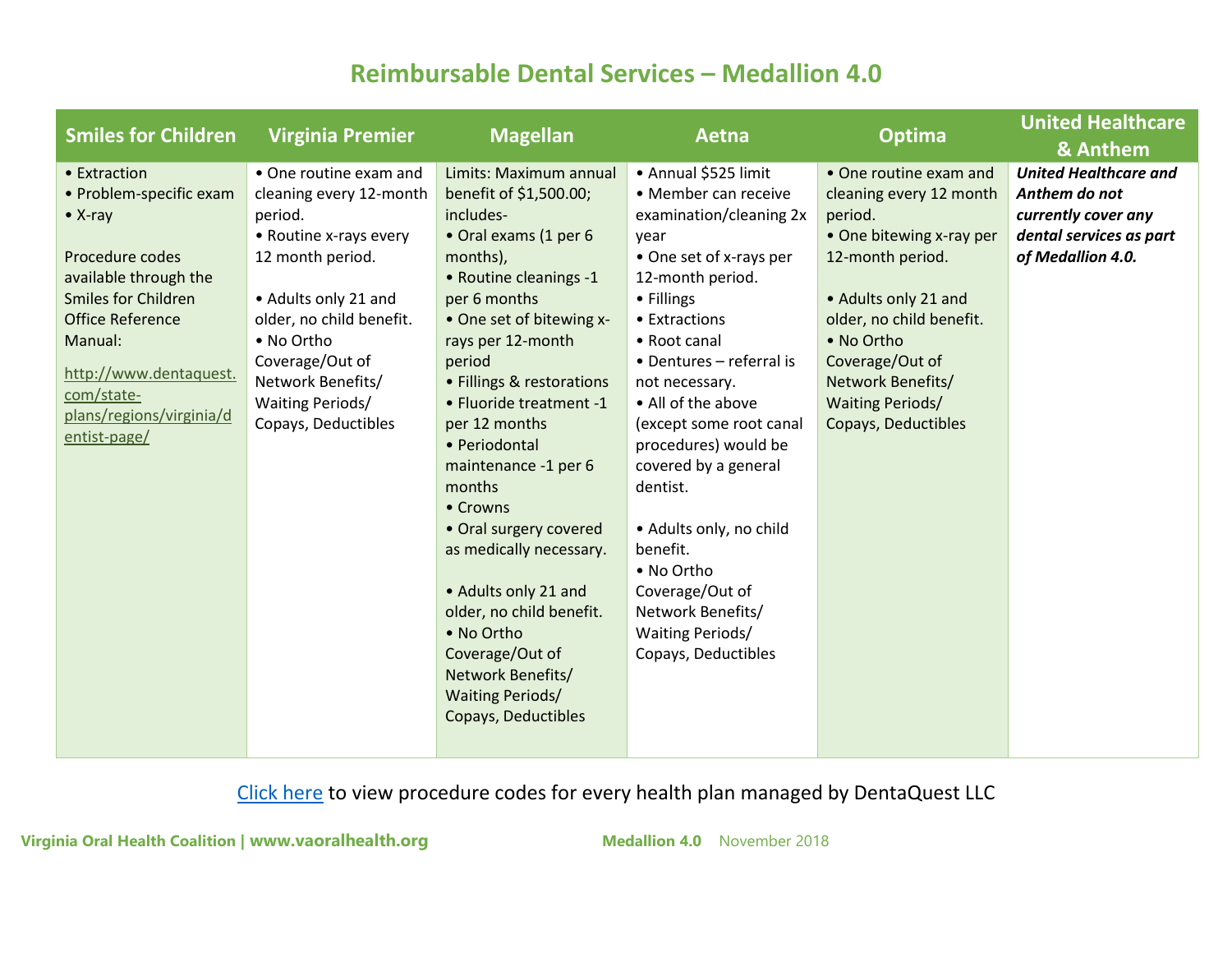# Reimbursable Dental Services – Medallion 4.0

| Smiles for Children | Virginia Premier | Magellan | Aetna | Optima | United Healthcare & Anthem |
|---|---|---|---|---|---|
| • Extraction<br>• Problem-specific exam<br>• X-ray<br><br>Procedure codes available through the Smiles for Children Office Reference Manual:<br>http://www.dentaquest.com/state-plans/regions/virginia/dentist-page/ | • One routine exam and cleaning every 12-month period.<br>• Routine x-rays every 12 month period.<br><br>• Adults only 21 and older, no child benefit.<br>• No Ortho Coverage/Out of Network Benefits/ Waiting Periods/ Copays, Deductibles | Limits: Maximum annual benefit of $1,500.00; includes-<br>• Oral exams (1 per 6 months),<br>• Routine cleanings -1 per 6 months<br>• One set of bitewing x-rays per 12-month period<br>• Fillings & restorations<br>• Fluoride treatment -1 per 12 months<br>• Periodontal maintenance -1 per 6 months<br>• Crowns<br>• Oral surgery covered as medically necessary.<br><br>• Adults only 21 and older, no child benefit.<br>• No Ortho Coverage/Out of Network Benefits/ Waiting Periods/ Copays, Deductibles | • Annual $525 limit<br>• Member can receive examination/cleaning 2x year<br>• One set of x-rays per 12-month period.<br>• Fillings<br>• Extractions<br>• Root canal<br>• Dentures – referral is not necessary.<br>• All of the above (except some root canal procedures) would be covered by a general dentist.<br><br>• Adults only, no child benefit.<br>• No Ortho Coverage/Out of Network Benefits/ Waiting Periods/ Copays, Deductibles | • One routine exam and cleaning every 12 month period.<br>• One bitewing x-ray per 12-month period.<br><br>• Adults only 21 and older, no child benefit.<br>• No Ortho Coverage/Out of Network Benefits/ Waiting Periods/ Copays, Deductibles | ***United Healthcare and Anthem do not currently cover any dental services as part of Medallion 4.0.*** |

Click here to view procedure codes for every health plan managed by DentaQuest LLC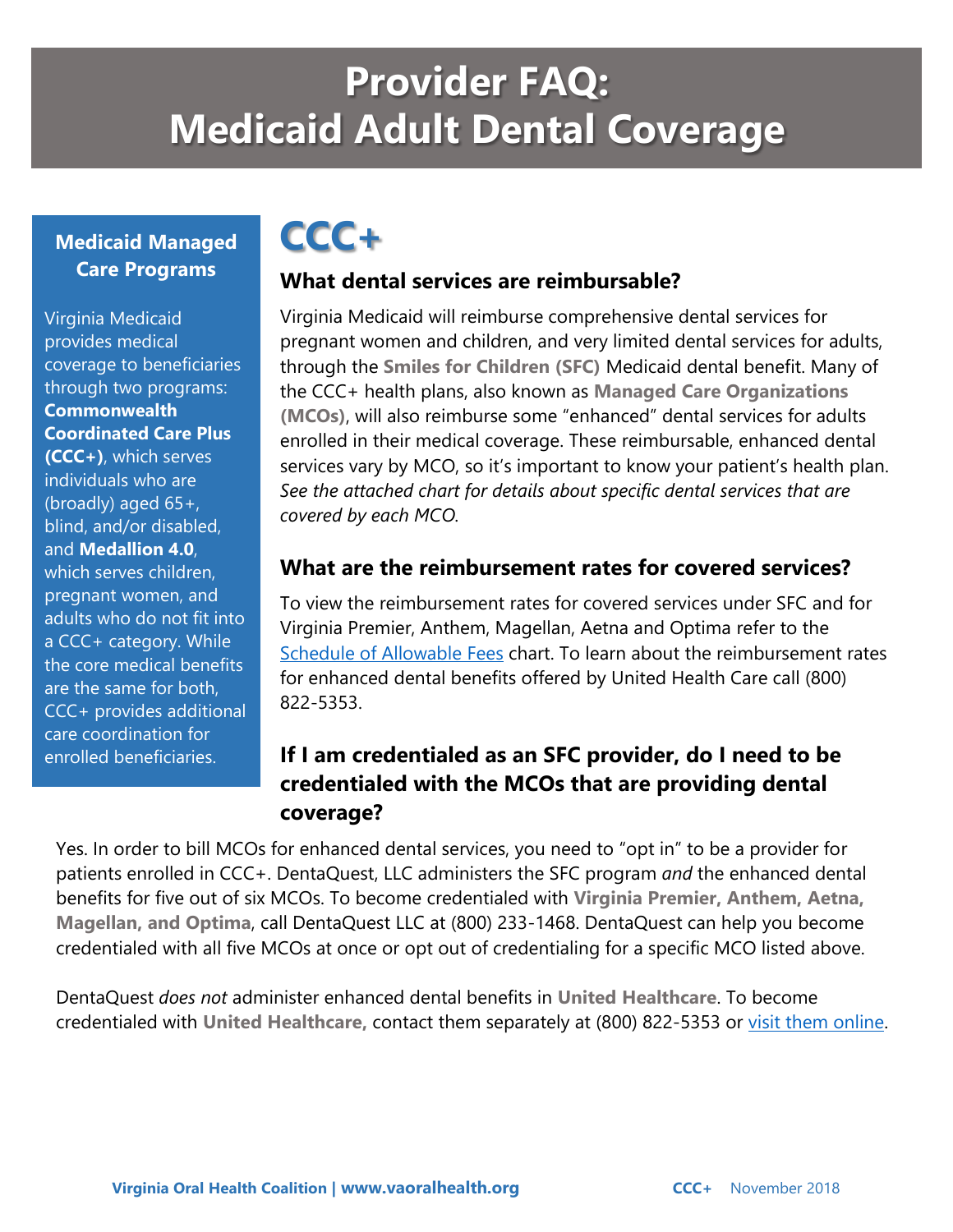# Provider FAQ: Medicaid Adult Dental Coverage

**Medicaid Managed Care Programs**

Virginia Medicaid provides medical coverage to beneficiaries through two programs: **Commonwealth Coordinated Care Plus (CCC+)**, which serves individuals who are (broadly) aged 65+, blind, and/or disabled, and **Medallion 4.0**, which serves children, pregnant women, and adults who do not fit into a CCC+ category. While the core medical benefits are the same for both, CCC+ provides additional care coordination for enrolled beneficiaries.

## CCC+

### What dental services are reimbursable?

Virginia Medicaid will reimburse comprehensive dental services for pregnant women and children, and very limited dental services for adults, through the **Smiles for Children (SFC)** Medicaid dental benefit. Many of the CCC+ health plans, also known as **Managed Care Organizations (MCOs)**, will also reimburse some "enhanced" dental services for adults enrolled in their medical coverage. These reimbursable, enhanced dental services vary by MCO, so it's important to know your patient's health plan. *See the attached chart for details about specific dental services that are covered by each MCO.*

### What are the reimbursement rates for covered services?

To view the reimbursement rates for covered services under SFC and for Virginia Premier, Anthem, Magellan, Aetna and Optima refer to the [Schedule of Allowable Fees] chart. To learn about the reimbursement rates for enhanced dental benefits offered by United Health Care call (800) 822-5353.

### If I am credentialed as an SFC provider, do I need to be credentialed with the MCOs that are providing dental coverage?

Yes. In order to bill MCOs for enhanced dental services, you need to "opt in" to be a provider for patients enrolled in CCC+. DentaQuest, LLC administers the SFC program *and* the enhanced dental benefits for five out of six MCOs. To become credentialed with **Virginia Premier, Anthem, Aetna, Magellan, and Optima**, call DentaQuest LLC at (800) 233-1468. DentaQuest can help you become credentialed with all five MCOs at once or opt out of credentialing for a specific MCO listed above.

DentaQuest *does not* administer enhanced dental benefits in **United Healthcare**. To become credentialed with **United Healthcare,** contact them separately at (800) 822-5353 or [visit them online].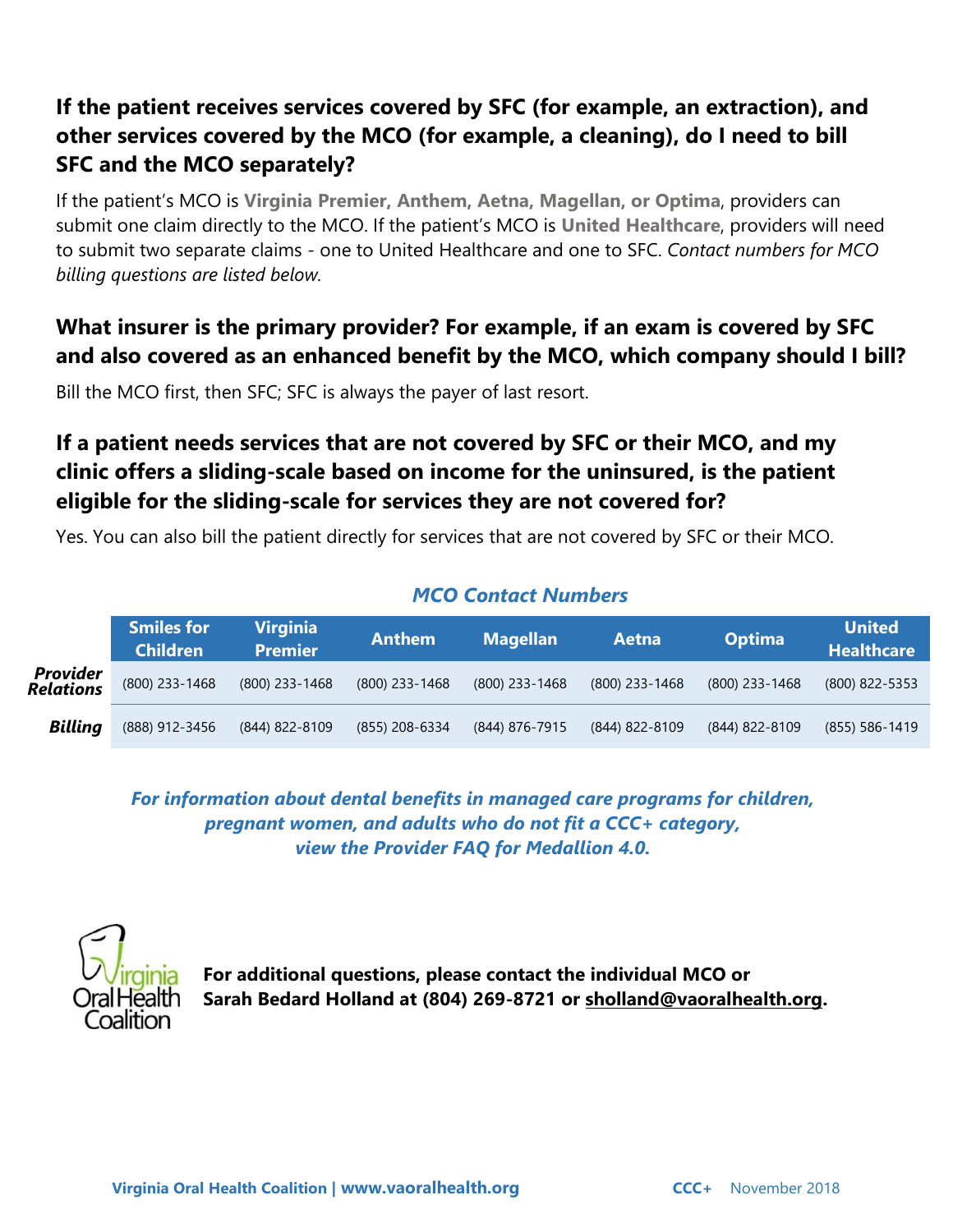### If the patient receives services covered by SFC (for example, an extraction), and other services covered by the MCO (for example, a cleaning), do I need to bill SFC and the MCO separately?

If the patient's MCO is **Virginia Premier, Anthem, Aetna, Magellan, or Optima**, providers can submit one claim directly to the MCO. If the patient's MCO is **United Healthcare**, providers will need to submit two separate claims - one to United Healthcare and one to SFC. *Contact numbers for MCO billing questions are listed below.*

### What insurer is the primary provider? For example, if an exam is covered by SFC and also covered as an enhanced benefit by the MCO, which company should I bill?

Bill the MCO first, then SFC; SFC is always the payer of last resort.

### If a patient needs services that are not covered by SFC or their MCO, and my clinic offers a sliding-scale based on income for the uninsured, is the patient eligible for the sliding-scale for services they are not covered for?

Yes. You can also bill the patient directly for services that are not covered by SFC or their MCO.

***MCO Contact Numbers***

| | Smiles for Children | Virginia Premier | Anthem | Magellan | Aetna | Optima | United Healthcare |
|---|---|---|---|---|---|---|---|
| ***Provider Relations*** | (800) 233-1468 | (800) 233-1468 | (800) 233-1468 | (800) 233-1468 | (800) 233-1468 | (800) 233-1468 | (800) 822-5353 |
| ***Billing*** | (888) 912-3456 | (844) 822-8109 | (855) 208-6334 | (844) 876-7915 | (844) 822-8109 | (844) 822-8109 | (855) 586-1419 |

***For information about dental benefits in managed care programs for children, pregnant women, and adults who do not fit a CCC+ category, view the Provider FAQ for Medallion 4.0.***

Virginia Oral Health Coalition

**For additional questions, please contact the individual MCO or Sarah Bedard Holland at (804) 269-8721 or sholland@vaoralhealth.org.**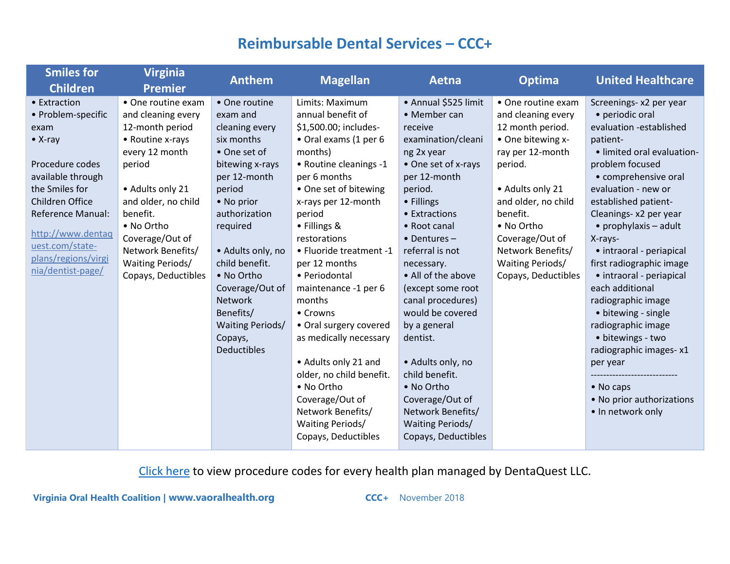# Reimbursable Dental Services – CCC+

| Smiles for Children | Virginia Premier | Anthem | Magellan | Aetna | Optima | United Healthcare |
|---|---|---|---|---|---|---|
| • Extraction<br>• Problem-specific exam<br>• X-ray<br><br>Procedure codes available through the Smiles for Children Office Reference Manual:<br><br>http://www.dentaquest.com/state-plans/regions/virginia/dentist-page/ | • One routine exam and cleaning every 12-month period<br>• Routine x-rays every 12 month period<br><br>• Adults only 21 and older, no child benefit.<br>• No Ortho Coverage/Out of Network Benefits/ Waiting Periods/ Copays, Deductibles | • One routine exam and cleaning every six months<br>• One set of bitewing x-rays per 12-month period<br>• No prior authorization required<br><br>• Adults only, no child benefit.<br>• No Ortho Coverage/Out of Network Benefits/ Waiting Periods/ Copays, Deductibles | Limits: Maximum annual benefit of $1,500.00; includes-<br>• Oral exams (1 per 6 months)<br>• Routine cleanings -1 per 6 months<br>• One set of bitewing x-rays per 12-month period<br>• Fillings & restorations<br>• Fluoride treatment -1 per 12 months<br>• Periodontal maintenance -1 per 6 months<br>• Crowns<br>• Oral surgery covered as medically necessary<br><br>• Adults only 21 and older, no child benefit.<br>• No Ortho Coverage/Out of Network Benefits/ Waiting Periods/ Copays, Deductibles | • Annual $525 limit<br>• Member can receive examination/cleaning 2x year<br>• One set of x-rays per 12-month period.<br>• Fillings<br>• Extractions<br>• Root canal<br>• Dentures – referral is not necessary.<br>• All of the above (except some root canal procedures) would be covered by a general dentist.<br><br>• Adults only, no child benefit.<br>• No Ortho Coverage/Out of Network Benefits/ Waiting Periods/ Copays, Deductibles | • One routine exam and cleaning every 12 month period.<br>• One bitewing x-ray per 12-month period.<br><br>• Adults only 21 and older, no child benefit.<br>• No Ortho Coverage/Out of Network Benefits/ Waiting Periods/ Copays, Deductibles | Screenings- x2 per year<br>• periodic oral evaluation -established patient-<br>• limited oral evaluation-problem focused<br>• comprehensive oral evaluation - new or established patient-<br>Cleanings- x2 per year<br>• prophylaxis – adult<br>X-rays-<br>• intraoral - periapical first radiographic image<br>• intraoral - periapical each additional radiographic image<br>• bitewing - single radiographic image<br>• bitewings - two radiographic images- x1 per year<br>---------------------------<br>• No caps<br>• No prior authorizations<br>• In network only |

Click here to view procedure codes for every health plan managed by DentaQuest LLC.

**Virginia Oral Health Coalition | www.vaoralhealth.org** **CCC+** November 2018